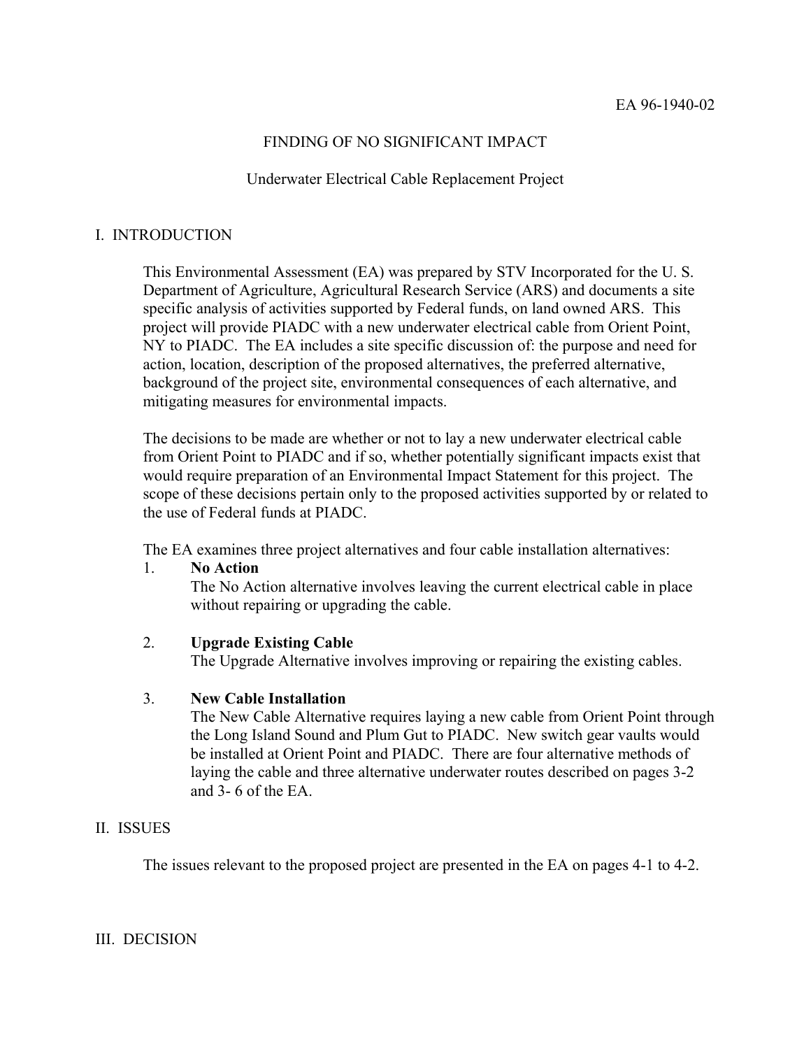EA 96-1940-02

# FINDING OF NO SIGNIFICANT IMPACT

## Underwater Electrical Cable Replacement Project

## I. INTRODUCTION

This Environmental Assessment (EA) was prepared by STV Incorporated for the U. S. Department of Agriculture, Agricultural Research Service (ARS) and documents a site specific analysis of activities supported by Federal funds, on land owned ARS. This project will provide PIADC with a new underwater electrical cable from Orient Point, NY to PIADC. The EA includes a site specific discussion of: the purpose and need for action, location, description of the proposed alternatives, the preferred alternative, background of the project site, environmental consequences of each alternative, and mitigating measures for environmental impacts.

The decisions to be made are whether or not to lay a new underwater electrical cable from Orient Point to PIADC and if so, whether potentially significant impacts exist that would require preparation of an Environmental Impact Statement for this project. The scope of these decisions pertain only to the proposed activities supported by or related to the use of Federal funds at PIADC.

The EA examines three project alternatives and four cable installation alternatives:

1. **No Action**
   The No Action alternative involves leaving the current electrical cable in place without repairing or upgrading the cable.

2. **Upgrade Existing Cable**
   The Upgrade Alternative involves improving or repairing the existing cables.

3. **New Cable Installation**
   The New Cable Alternative requires laying a new cable from Orient Point through the Long Island Sound and Plum Gut to PIADC. New switch gear vaults would be installed at Orient Point and PIADC. There are four alternative methods of laying the cable and three alternative underwater routes described on pages 3-2 and 3- 6 of the EA.

## II. ISSUES

The issues relevant to the proposed project are presented in the EA on pages 4-1 to 4-2.

## III. DECISION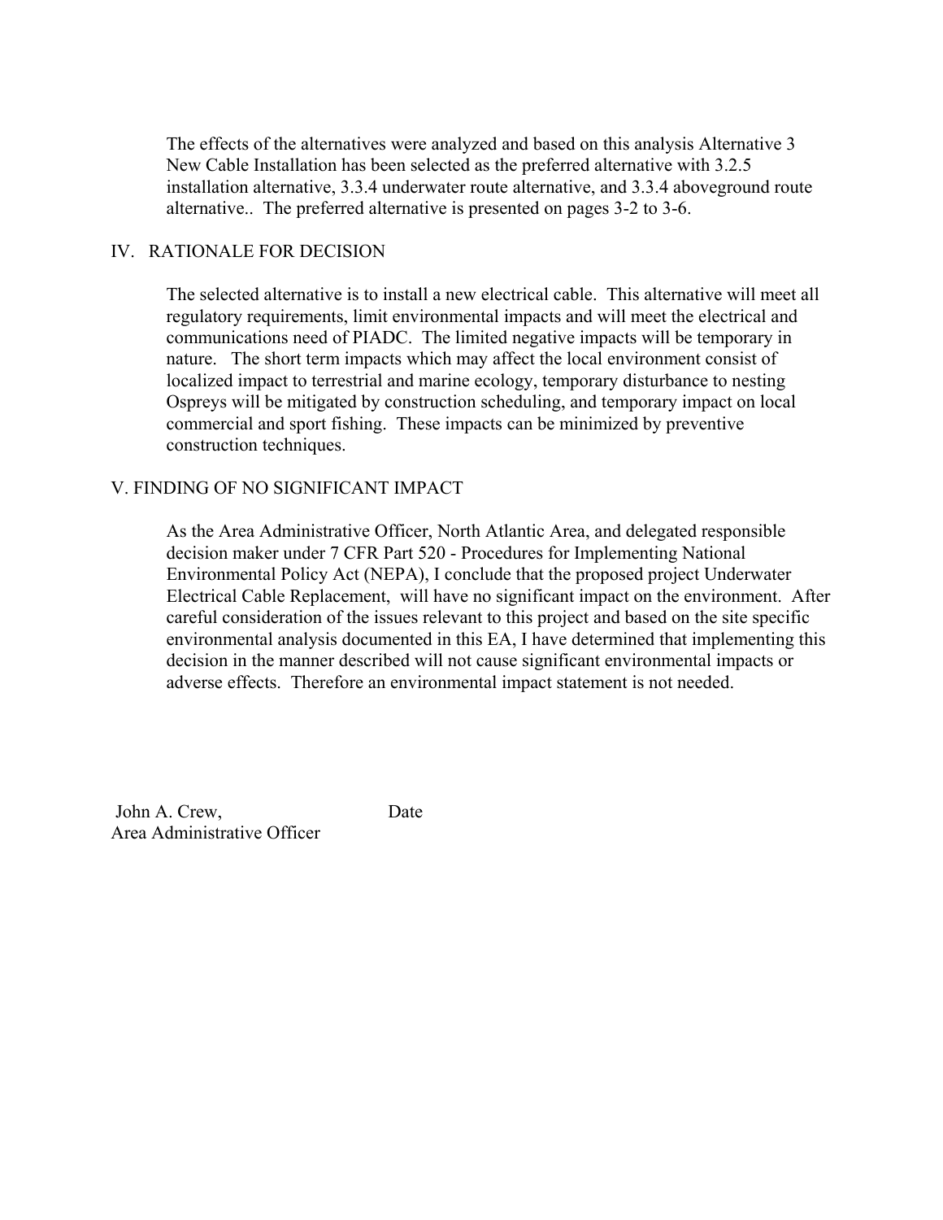The effects of the alternatives were analyzed and based on this analysis Alternative 3 New Cable Installation has been selected as the preferred alternative with 3.2.5 installation alternative, 3.3.4 underwater route alternative, and 3.3.4 aboveground route alternative.. The preferred alternative is presented on pages 3-2 to 3-6.

## IV. RATIONALE FOR DECISION

The selected alternative is to install a new electrical cable. This alternative will meet all regulatory requirements, limit environmental impacts and will meet the electrical and communications need of PIADC. The limited negative impacts will be temporary in nature. The short term impacts which may affect the local environment consist of localized impact to terrestrial and marine ecology, temporary disturbance to nesting Ospreys will be mitigated by construction scheduling, and temporary impact on local commercial and sport fishing. These impacts can be minimized by preventive construction techniques.

## V. FINDING OF NO SIGNIFICANT IMPACT

As the Area Administrative Officer, North Atlantic Area, and delegated responsible decision maker under 7 CFR Part 520 - Procedures for Implementing National Environmental Policy Act (NEPA), I conclude that the proposed project Underwater Electrical Cable Replacement, will have no significant impact on the environment. After careful consideration of the issues relevant to this project and based on the site specific environmental analysis documented in this EA, I have determined that implementing this decision in the manner described will not cause significant environmental impacts or adverse effects. Therefore an environmental impact statement is not needed.

John A. Crew, Date
Area Administrative Officer